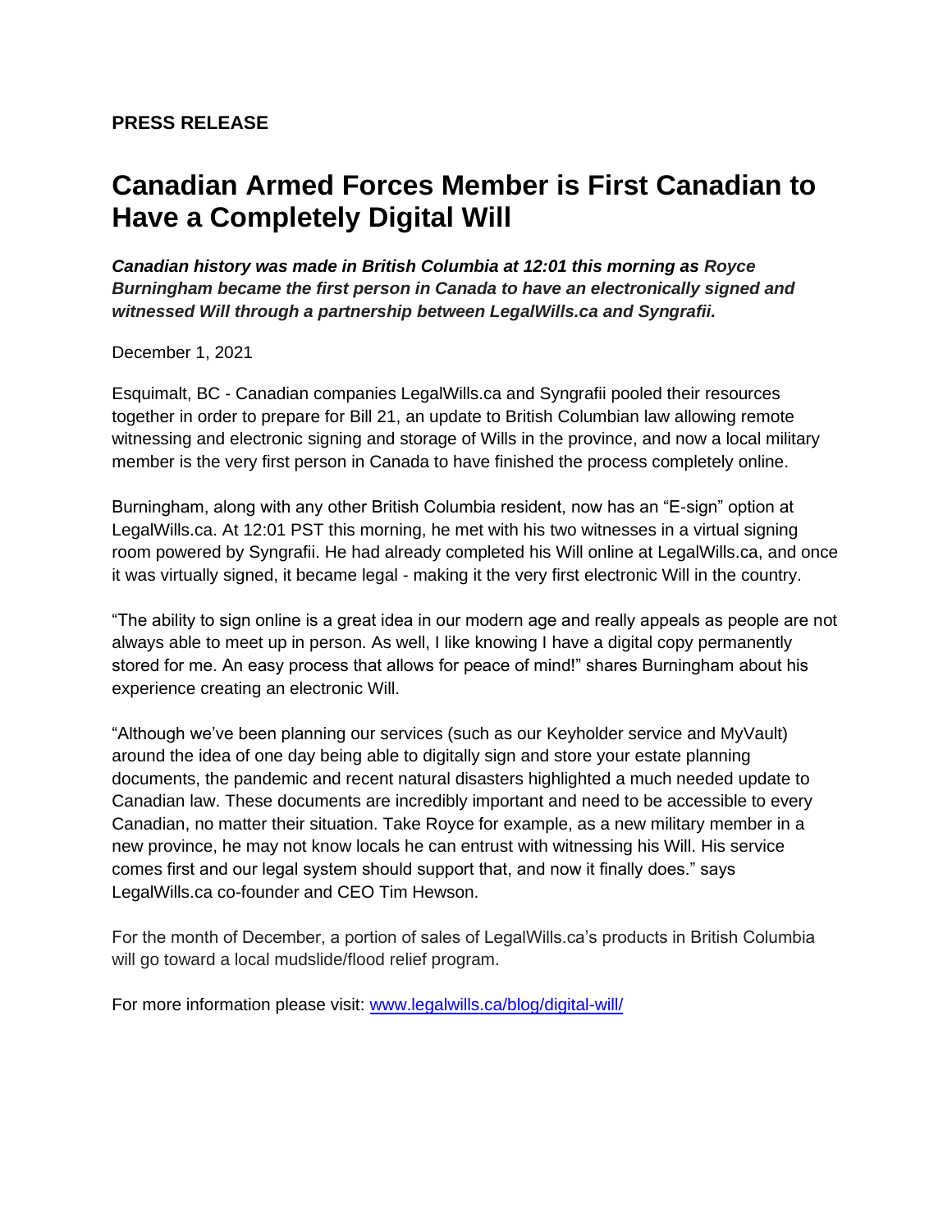**PRESS RELEASE**

# Canadian Armed Forces Member is First Canadian to Have a Completely Digital Will

***Canadian history was made in British Columbia at 12:01 this morning as Royce Burningham became the first person in Canada to have an electronically signed and witnessed Will through a partnership between LegalWills.ca and Syngrafii.***

December 1, 2021

Esquimalt, BC - Canadian companies LegalWills.ca and Syngrafii pooled their resources together in order to prepare for Bill 21, an update to British Columbian law allowing remote witnessing and electronic signing and storage of Wills in the province, and now a local military member is the very first person in Canada to have finished the process completely online.

Burningham, along with any other British Columbia resident, now has an "E-sign" option at LegalWills.ca. At 12:01 PST this morning, he met with his two witnesses in a virtual signing room powered by Syngrafii. He had already completed his Will online at LegalWills.ca, and once it was virtually signed, it became legal - making it the very first electronic Will in the country.

"The ability to sign online is a great idea in our modern age and really appeals as people are not always able to meet up in person. As well, I like knowing I have a digital copy permanently stored for me. An easy process that allows for peace of mind!" shares Burningham about his experience creating an electronic Will.

"Although we've been planning our services (such as our Keyholder service and MyVault) around the idea of one day being able to digitally sign and store your estate planning documents, the pandemic and recent natural disasters highlighted a much needed update to Canadian law. These documents are incredibly important and need to be accessible to every Canadian, no matter their situation. Take Royce for example, as a new military member in a new province, he may not know locals he can entrust with witnessing his Will. His service comes first and our legal system should support that, and now it finally does." says LegalWills.ca co-founder and CEO Tim Hewson.

For the month of December, a portion of sales of LegalWills.ca's products in British Columbia will go toward a local mudslide/flood relief program.

For more information please visit: [www.legalwills.ca/blog/digital-will/](http://www.legalwills.ca/blog/digital-will/)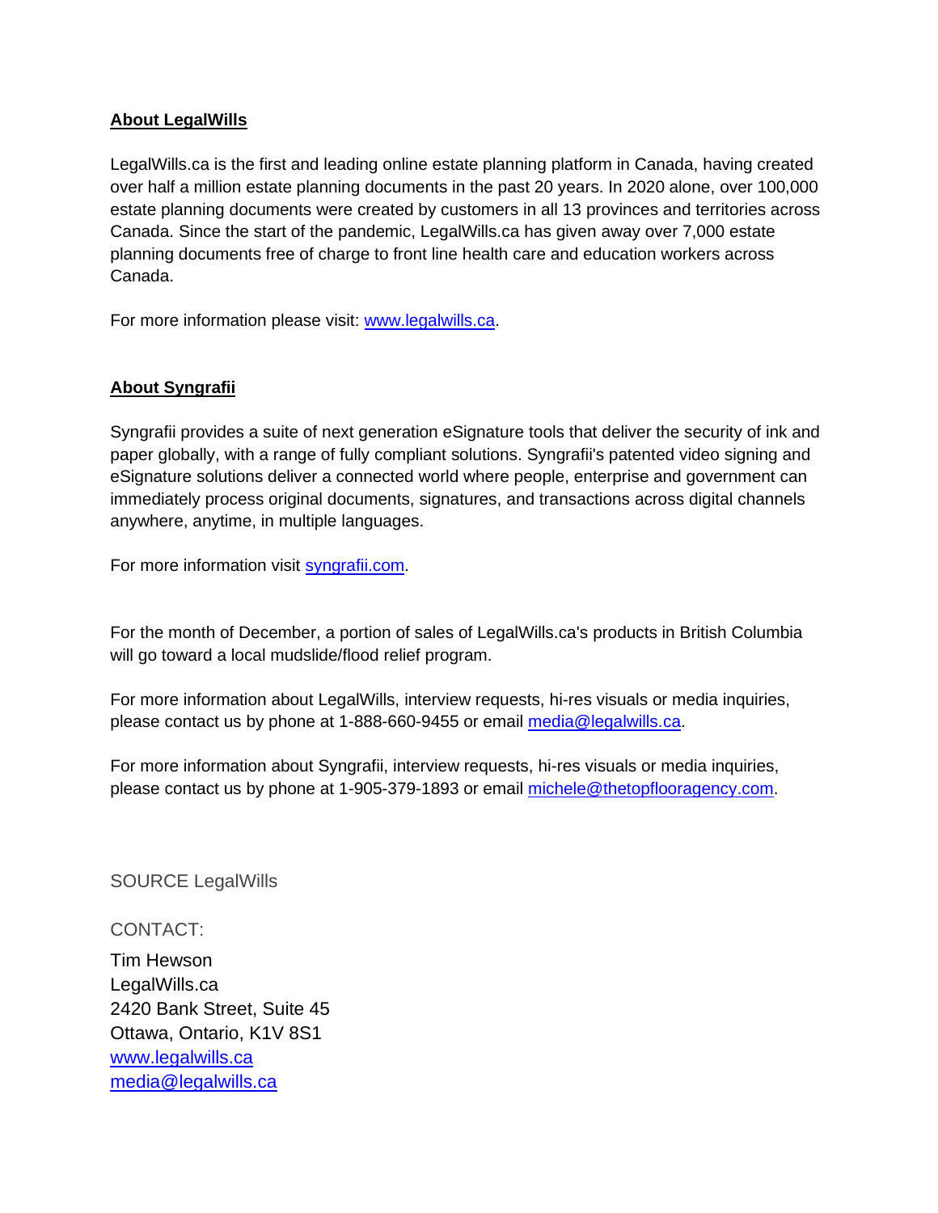**About LegalWills**

LegalWills.ca is the first and leading online estate planning platform in Canada, having created over half a million estate planning documents in the past 20 years. In 2020 alone, over 100,000 estate planning documents were created by customers in all 13 provinces and territories across Canada. Since the start of the pandemic, LegalWills.ca has given away over 7,000 estate planning documents free of charge to front line health care and education workers across Canada.

For more information please visit: [www.legalwills.ca](http://www.legalwills.ca).

**About Syngrafii**

Syngrafii provides a suite of next generation eSignature tools that deliver the security of ink and paper globally, with a range of fully compliant solutions. Syngrafii's patented video signing and eSignature solutions deliver a connected world where people, enterprise and government can immediately process original documents, signatures, and transactions across digital channels anywhere, anytime, in multiple languages.

For more information visit [syngrafii.com](http://syngrafii.com).

For the month of December, a portion of sales of LegalWills.ca's products in British Columbia will go toward a local mudslide/flood relief program.

For more information about LegalWills, interview requests, hi-res visuals or media inquiries, please contact us by phone at 1-888-660-9455 or email [media@legalwills.ca](mailto:media@legalwills.ca).

For more information about Syngrafii, interview requests, hi-res visuals or media inquiries, please contact us by phone at 1-905-379-1893 or email [michele@thetopflooragency.com](mailto:michele@thetopflooragency.com).

SOURCE LegalWills

CONTACT:

Tim Hewson
LegalWills.ca
2420 Bank Street, Suite 45
Ottawa, Ontario, K1V 8S1
[www.legalwills.ca](http://www.legalwills.ca)
[media@legalwills.ca](mailto:media@legalwills.ca)